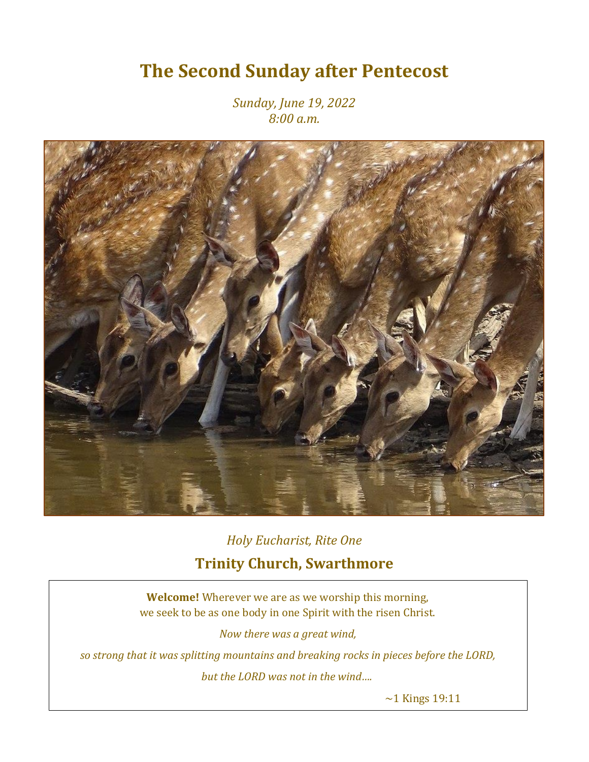# The Second Sunday after Pentecost

*Sunday, June 19, 2022*
*8:00 a.m.*

*Holy Eucharist, Rite One*

## Trinity Church, Swarthmore

**Welcome!** Wherever we are as we worship this morning,
we seek to be as one body in one Spirit with the risen Christ.

*Now there was a great wind,*

*so strong that it was splitting mountains and breaking rocks in pieces before the LORD,*

*but the LORD was not in the wind….*

~1 Kings 19:11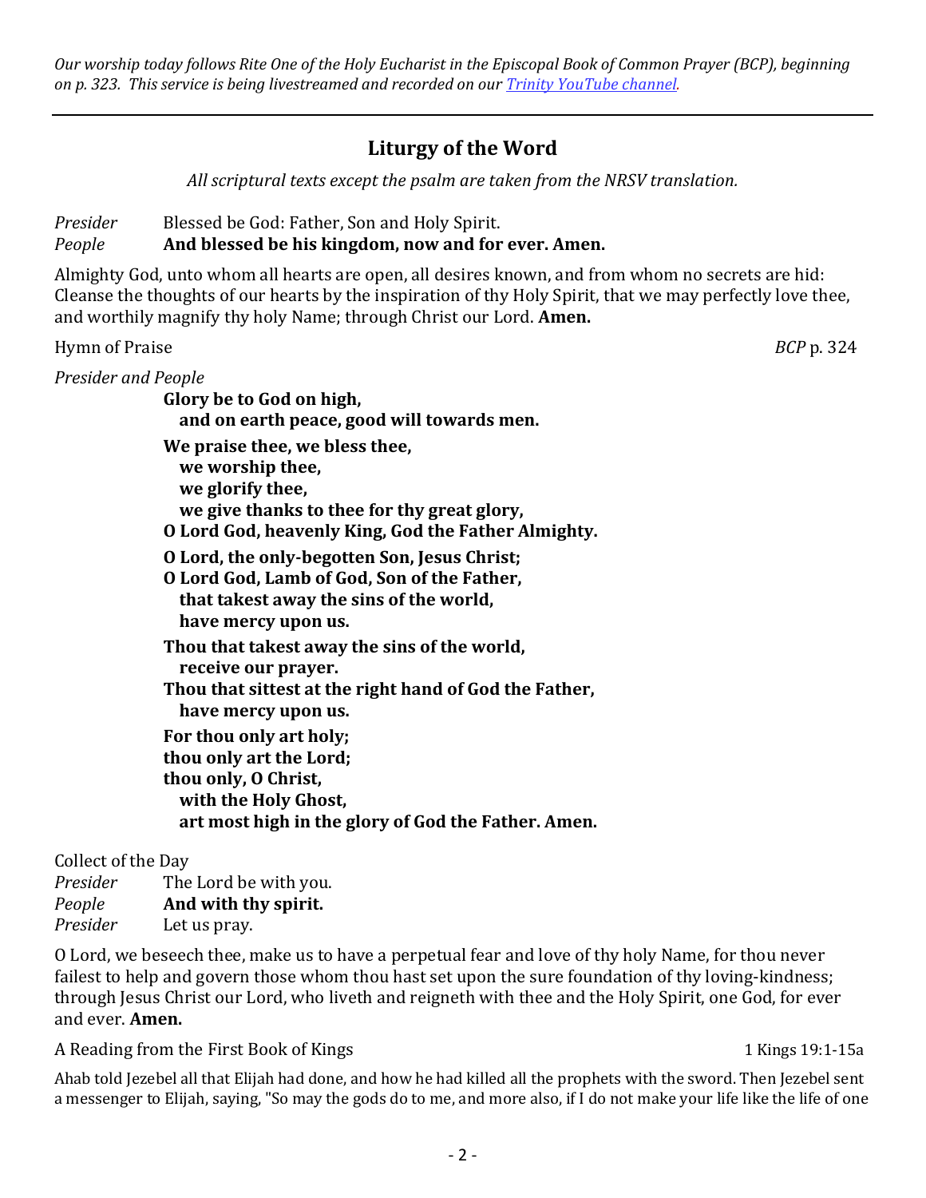*Our worship today follows Rite One of the Holy Eucharist in the Episcopal Book of Common Prayer (BCP), beginning on p. 323. This service is being livestreamed and recorded on our [Trinity YouTube channel](Trinity YouTube channel).*

---

## Liturgy of the Word

*All scriptural texts except the psalm are taken from the NRSV translation.*

*Presider* Blessed be God: Father, Son and Holy Spirit.
*People* **And blessed be his kingdom, now and for ever. Amen.**

Almighty God, unto whom all hearts are open, all desires known, and from whom no secrets are hid: Cleanse the thoughts of our hearts by the inspiration of thy Holy Spirit, that we may perfectly love thee, and worthily magnify thy holy Name; through Christ our Lord. **Amen.**

Hymn of Praise *BCP* p. 324

*Presider and People*

**Glory be to God on high,**
**and on earth peace, good will towards men.**

**We praise thee, we bless thee,**
**we worship thee,**
**we glorify thee,**
**we give thanks to thee for thy great glory,**
**O Lord God, heavenly King, God the Father Almighty.**

**O Lord, the only-begotten Son, Jesus Christ;**
**O Lord God, Lamb of God, Son of the Father,**
**that takest away the sins of the world,**
**have mercy upon us.**

**Thou that takest away the sins of the world,**
**receive our prayer.**
**Thou that sittest at the right hand of God the Father,**
**have mercy upon us.**

**For thou only art holy;**
**thou only art the Lord;**
**thou only, O Christ,**
**with the Holy Ghost,**
**art most high in the glory of God the Father. Amen.**

Collect of the Day
*Presider* The Lord be with you.
*People* **And with thy spirit.**
*Presider* Let us pray.

O Lord, we beseech thee, make us to have a perpetual fear and love of thy holy Name, for thou never failest to help and govern those whom thou hast set upon the sure foundation of thy loving-kindness; through Jesus Christ our Lord, who liveth and reigneth with thee and the Holy Spirit, one God, for ever and ever. **Amen.**

A Reading from the First Book of Kings 1 Kings 19:1-15a

Ahab told Jezebel all that Elijah had done, and how he had killed all the prophets with the sword. Then Jezebel sent a messenger to Elijah, saying, "So may the gods do to me, and more also, if I do not make your life like the life of one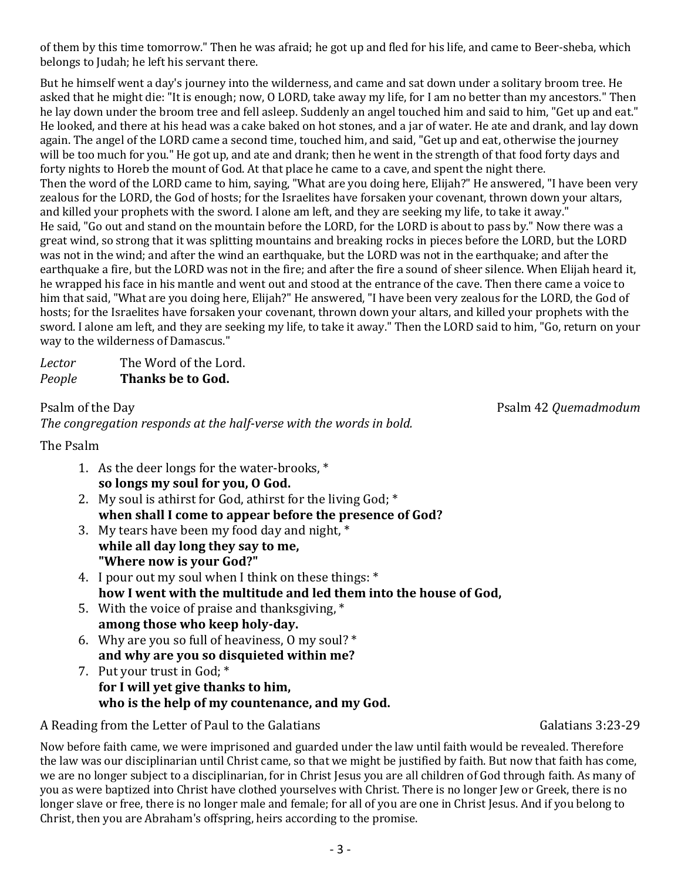of them by this time tomorrow." Then he was afraid; he got up and fled for his life, and came to Beer-sheba, which belongs to Judah; he left his servant there.

But he himself went a day's journey into the wilderness, and came and sat down under a solitary broom tree. He asked that he might die: "It is enough; now, O LORD, take away my life, for I am no better than my ancestors." Then he lay down under the broom tree and fell asleep. Suddenly an angel touched him and said to him, "Get up and eat." He looked, and there at his head was a cake baked on hot stones, and a jar of water. He ate and drank, and lay down again. The angel of the LORD came a second time, touched him, and said, "Get up and eat, otherwise the journey will be too much for you." He got up, and ate and drank; then he went in the strength of that food forty days and forty nights to Horeb the mount of God. At that place he came to a cave, and spent the night there.
Then the word of the LORD came to him, saying, "What are you doing here, Elijah?" He answered, "I have been very zealous for the LORD, the God of hosts; for the Israelites have forsaken your covenant, thrown down your altars, and killed your prophets with the sword. I alone am left, and they are seeking my life, to take it away."
He said, "Go out and stand on the mountain before the LORD, for the LORD is about to pass by." Now there was a great wind, so strong that it was splitting mountains and breaking rocks in pieces before the LORD, but the LORD was not in the wind; and after the wind an earthquake, but the LORD was not in the earthquake; and after the earthquake a fire, but the LORD was not in the fire; and after the fire a sound of sheer silence. When Elijah heard it, he wrapped his face in his mantle and went out and stood at the entrance of the cave. Then there came a voice to him that said, "What are you doing here, Elijah?" He answered, "I have been very zealous for the LORD, the God of hosts; for the Israelites have forsaken your covenant, thrown down your altars, and killed your prophets with the sword. I alone am left, and they are seeking my life, to take it away." Then the LORD said to him, "Go, return on your way to the wilderness of Damascus."

*Lector* The Word of the Lord.
*People* **Thanks be to God.**

Psalm of the Day — Psalm 42 *Quemadmodum*

*The congregation responds at the half-verse with the words in bold.*

The Psalm

1. As the deer longs for the water-brooks, *
   **so longs my soul for you, O God.**
2. My soul is athirst for God, athirst for the living God; *
   **when shall I come to appear before the presence of God?**
3. My tears have been my food day and night, *
   **while all day long they say to me,**
   **"Where now is your God?"**
4. I pour out my soul when I think on these things: *
   **how I went with the multitude and led them into the house of God,**
5. With the voice of praise and thanksgiving, *
   **among those who keep holy-day.**
6. Why are you so full of heaviness, O my soul? *
   **and why are you so disquieted within me?**
7. Put your trust in God; *
   **for I will yet give thanks to him,**
   **who is the help of my countenance, and my God.**

A Reading from the Letter of Paul to the Galatians — Galatians 3:23-29

Now before faith came, we were imprisoned and guarded under the law until faith would be revealed. Therefore the law was our disciplinarian until Christ came, so that we might be justified by faith. But now that faith has come, we are no longer subject to a disciplinarian, for in Christ Jesus you are all children of God through faith. As many of you as were baptized into Christ have clothed yourselves with Christ. There is no longer Jew or Greek, there is no longer slave or free, there is no longer male and female; for all of you are one in Christ Jesus. And if you belong to Christ, then you are Abraham's offspring, heirs according to the promise.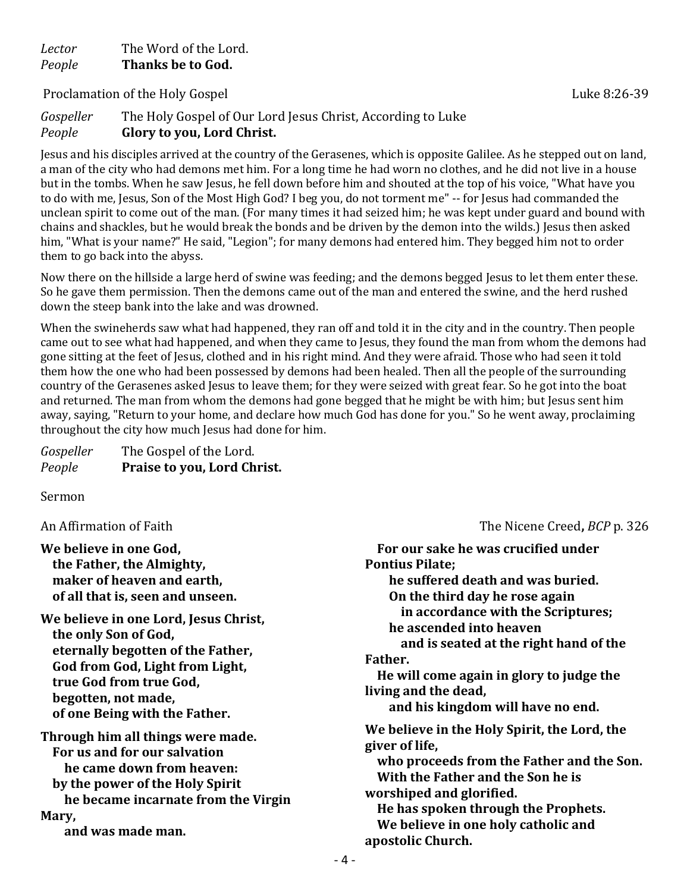*Lector* The Word of the Lord.
*People* **Thanks be to God.**

Proclamation of the Holy Gospel Luke 8:26-39

*Gospeller* The Holy Gospel of Our Lord Jesus Christ, According to Luke
*People* **Glory to you, Lord Christ.**

Jesus and his disciples arrived at the country of the Gerasenes, which is opposite Galilee. As he stepped out on land, a man of the city who had demons met him. For a long time he had worn no clothes, and he did not live in a house but in the tombs. When he saw Jesus, he fell down before him and shouted at the top of his voice, "What have you to do with me, Jesus, Son of the Most High God? I beg you, do not torment me" -- for Jesus had commanded the unclean spirit to come out of the man. (For many times it had seized him; he was kept under guard and bound with chains and shackles, but he would break the bonds and be driven by the demon into the wilds.) Jesus then asked him, "What is your name?" He said, "Legion"; for many demons had entered him. They begged him not to order them to go back into the abyss.

Now there on the hillside a large herd of swine was feeding; and the demons begged Jesus to let them enter these. So he gave them permission. Then the demons came out of the man and entered the swine, and the herd rushed down the steep bank into the lake and was drowned.

When the swineherds saw what had happened, they ran off and told it in the city and in the country. Then people came out to see what had happened, and when they came to Jesus, they found the man from whom the demons had gone sitting at the feet of Jesus, clothed and in his right mind. And they were afraid. Those who had seen it told them how the one who had been possessed by demons had been healed. Then all the people of the surrounding country of the Gerasenes asked Jesus to leave them; for they were seized with great fear. So he got into the boat and returned. The man from whom the demons had gone begged that he might be with him; but Jesus sent him away, saying, "Return to your home, and declare how much God has done for you." So he went away, proclaiming throughout the city how much Jesus had done for him.

*Gospeller* The Gospel of the Lord.
*People* **Praise to you, Lord Christ.**

Sermon

An Affirmation of Faith The Nicene Creed**,** *BCP* p. 326

**We believe in one God,**
**the Father, the Almighty,**
**maker of heaven and earth,**
**of all that is, seen and unseen.**

**We believe in one Lord, Jesus Christ,**
**the only Son of God,**
**eternally begotten of the Father,**
**God from God, Light from Light,**
**true God from true God,**
**begotten, not made,**
**of one Being with the Father.**

**Through him all things were made.**
**For us and for our salvation**
**he came down from heaven:**
**by the power of the Holy Spirit**
**he became incarnate from the Virgin Mary,**
**and was made man.**

**For our sake he was crucified under Pontius Pilate;**
**he suffered death and was buried.**
**On the third day he rose again**
**in accordance with the Scriptures;**
**he ascended into heaven**
**and is seated at the right hand of the Father.**
**He will come again in glory to judge the living and the dead,**
**and his kingdom will have no end.**

**We believe in the Holy Spirit, the Lord, the giver of life,**
**who proceeds from the Father and the Son.**
**With the Father and the Son he is worshiped and glorified.**
**He has spoken through the Prophets.**
**We believe in one holy catholic and apostolic Church.**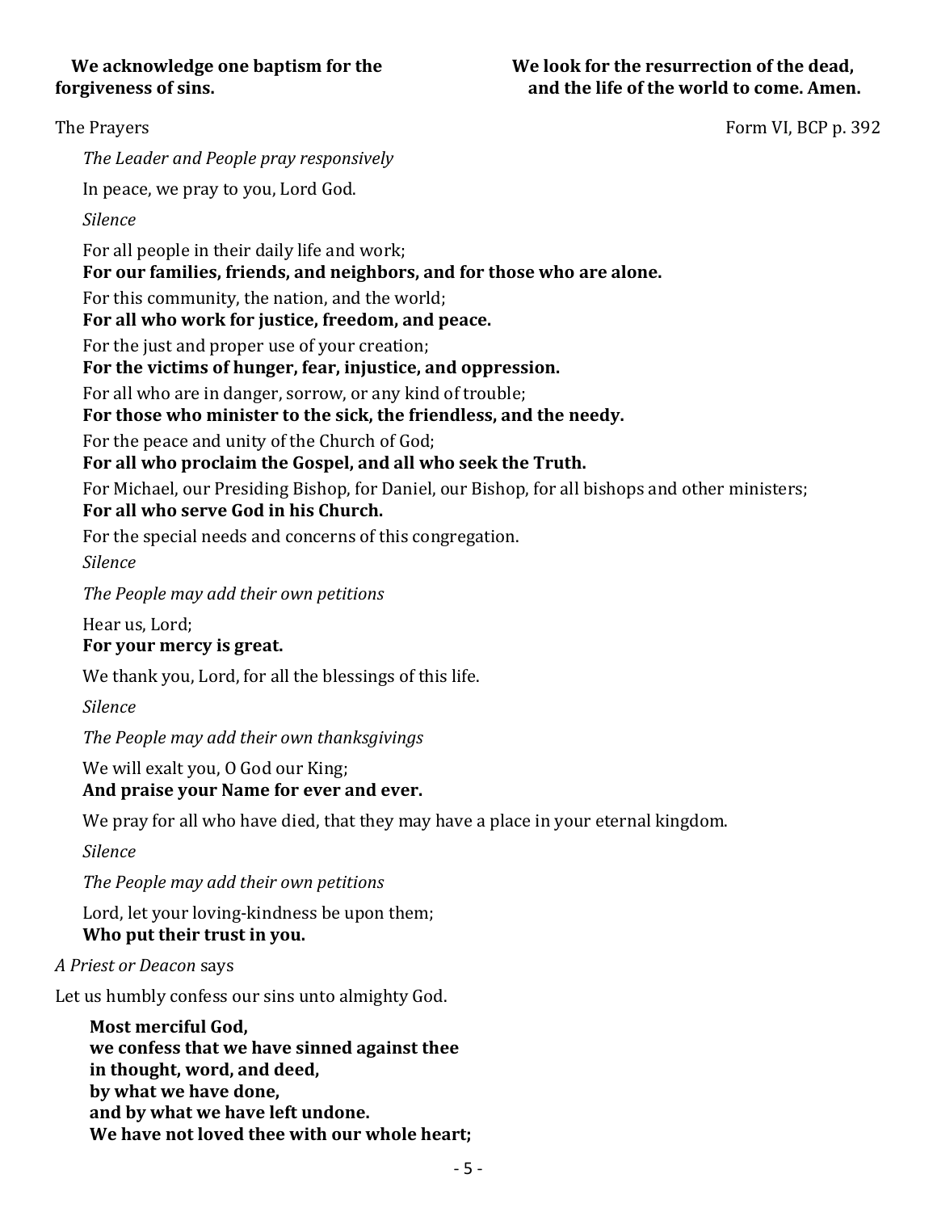**We acknowledge one baptism for the forgiveness of sins.**

**We look for the resurrection of the dead, and the life of the world to come. Amen.**

The Prayers Form VI, BCP p. 392

*The Leader and People pray responsively*

In peace, we pray to you, Lord God.

*Silence*

For all people in their daily life and work;
**For our families, friends, and neighbors, and for those who are alone.**

For this community, the nation, and the world;
**For all who work for justice, freedom, and peace.**

For the just and proper use of your creation;
**For the victims of hunger, fear, injustice, and oppression.**

For all who are in danger, sorrow, or any kind of trouble;
**For those who minister to the sick, the friendless, and the needy.**

For the peace and unity of the Church of God;
**For all who proclaim the Gospel, and all who seek the Truth.**

For Michael, our Presiding Bishop, for Daniel, our Bishop, for all bishops and other ministers;
**For all who serve God in his Church.**

For the special needs and concerns of this congregation.

*Silence*

*The People may add their own petitions*

Hear us, Lord;
**For your mercy is great.**

We thank you, Lord, for all the blessings of this life.

*Silence*

*The People may add their own thanksgivings*

We will exalt you, O God our King;
**And praise your Name for ever and ever.**

We pray for all who have died, that they may have a place in your eternal kingdom.

*Silence*

*The People may add their own petitions*

Lord, let your loving-kindness be upon them;
**Who put their trust in you.**

*A Priest or Deacon* says

Let us humbly confess our sins unto almighty God.

**Most merciful God,**
**we confess that we have sinned against thee**
**in thought, word, and deed,**
**by what we have done,**
**and by what we have left undone.**
**We have not loved thee with our whole heart;**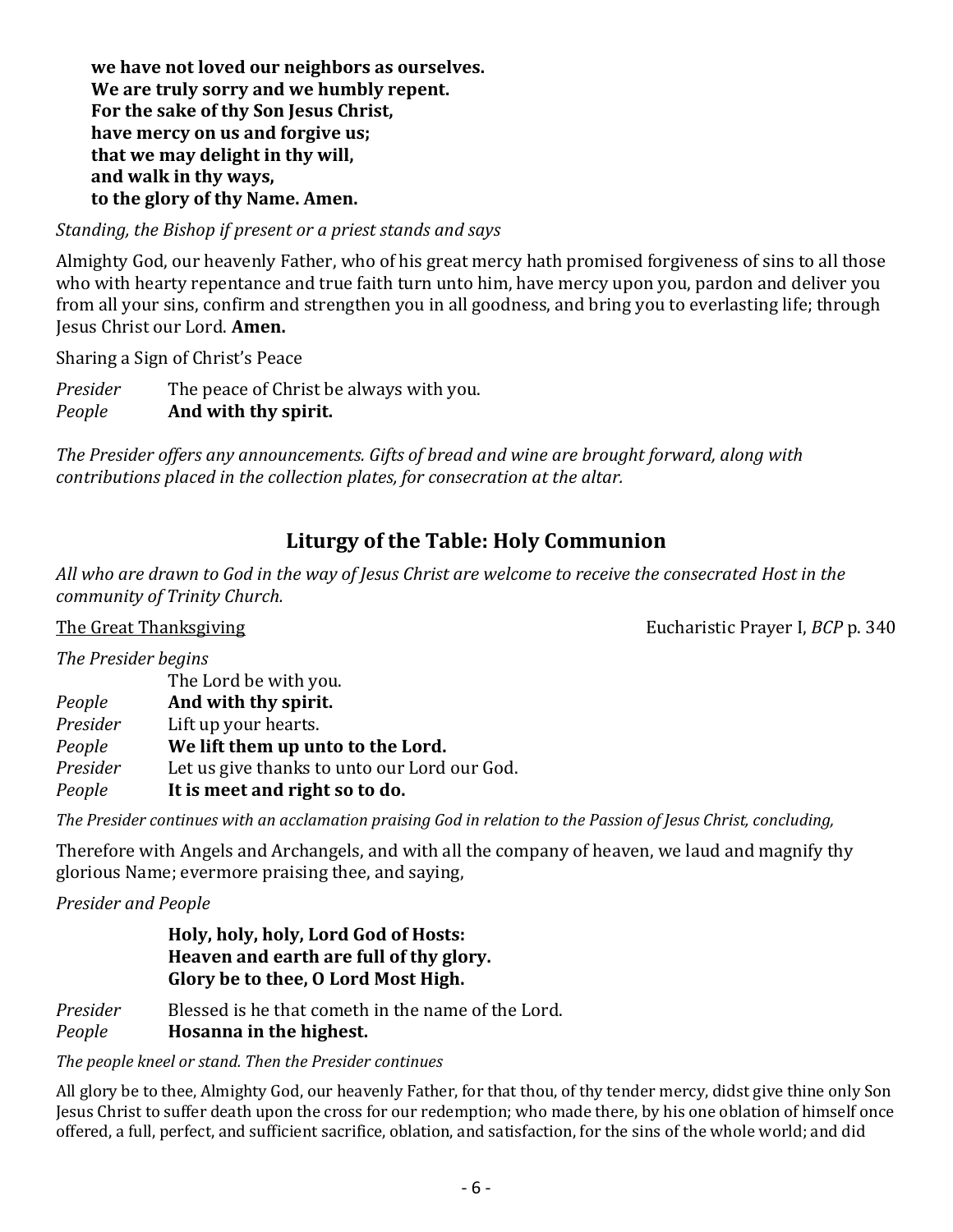**we have not loved our neighbors as ourselves.**
**We are truly sorry and we humbly repent.**
**For the sake of thy Son Jesus Christ,**
**have mercy on us and forgive us;**
**that we may delight in thy will,**
**and walk in thy ways,**
**to the glory of thy Name. Amen.**

*Standing, the Bishop if present or a priest stands and says*

Almighty God, our heavenly Father, who of his great mercy hath promised forgiveness of sins to all those who with hearty repentance and true faith turn unto him, have mercy upon you, pardon and deliver you from all your sins, confirm and strengthen you in all goodness, and bring you to everlasting life; through Jesus Christ our Lord. **Amen.**

Sharing a Sign of Christ's Peace

*Presider* The peace of Christ be always with you.
*People* **And with thy spirit.**

*The Presider offers any announcements. Gifts of bread and wine are brought forward, along with contributions placed in the collection plates, for consecration at the altar.*

## Liturgy of the Table: Holy Communion

*All who are drawn to God in the way of Jesus Christ are welcome to receive the consecrated Host in the community of Trinity Church.*

The Great Thanksgiving — Eucharistic Prayer I, *BCP* p. 340

*The Presider begins*

The Lord be with you.
*People* **And with thy spirit.**
*Presider* Lift up your hearts.
*People* **We lift them up unto to the Lord.**
*Presider* Let us give thanks to unto our Lord our God.
*People* **It is meet and right so to do.**

*The Presider continues with an acclamation praising God in relation to the Passion of Jesus Christ, concluding,*

Therefore with Angels and Archangels, and with all the company of heaven, we laud and magnify thy glorious Name; evermore praising thee, and saying,

*Presider and People*

**Holy, holy, holy, Lord God of Hosts:**
**Heaven and earth are full of thy glory.**
**Glory be to thee, O Lord Most High.**

*Presider* Blessed is he that cometh in the name of the Lord.
*People* **Hosanna in the highest.**

*The people kneel or stand. Then the Presider continues*

All glory be to thee, Almighty God, our heavenly Father, for that thou, of thy tender mercy, didst give thine only Son Jesus Christ to suffer death upon the cross for our redemption; who made there, by his one oblation of himself once offered, a full, perfect, and sufficient sacrifice, oblation, and satisfaction, for the sins of the whole world; and did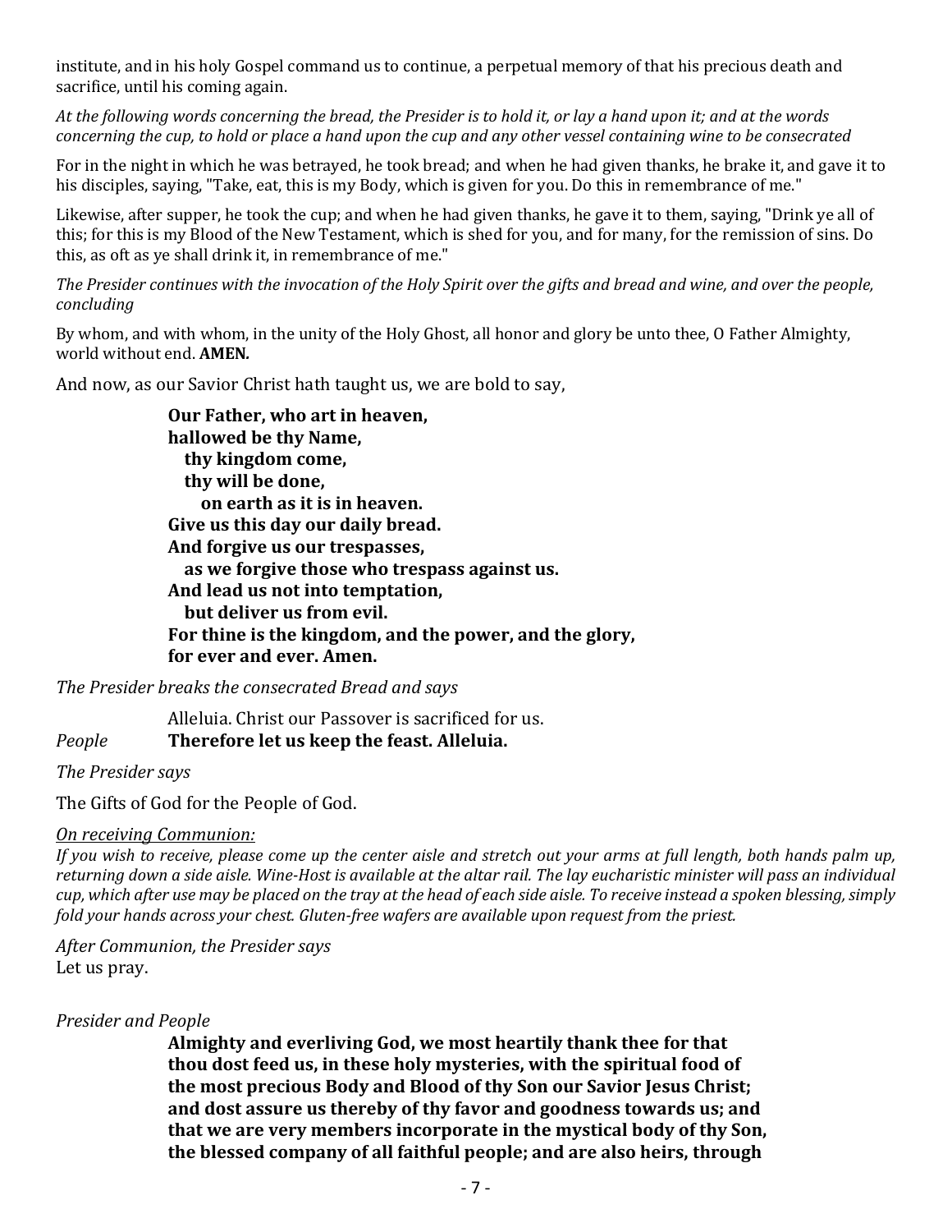institute, and in his holy Gospel command us to continue, a perpetual memory of that his precious death and sacrifice, until his coming again.

*At the following words concerning the bread, the Presider is to hold it, or lay a hand upon it; and at the words concerning the cup, to hold or place a hand upon the cup and any other vessel containing wine to be consecrated*

For in the night in which he was betrayed, he took bread; and when he had given thanks, he brake it, and gave it to his disciples, saying, "Take, eat, this is my Body, which is given for you. Do this in remembrance of me."

Likewise, after supper, he took the cup; and when he had given thanks, he gave it to them, saying, "Drink ye all of this; for this is my Blood of the New Testament, which is shed for you, and for many, for the remission of sins. Do this, as oft as ye shall drink it, in remembrance of me."

*The Presider continues with the invocation of the Holy Spirit over the gifts and bread and wine, and over the people, concluding*

By whom, and with whom, in the unity of the Holy Ghost, all honor and glory be unto thee, O Father Almighty, world without end. **AMEN.**

And now, as our Savior Christ hath taught us, we are bold to say,

**Our Father, who art in heaven,**
**hallowed be thy Name,**
**thy kingdom come,**
**thy will be done,**
**on earth as it is in heaven.**
**Give us this day our daily bread.**
**And forgive us our trespasses,**
**as we forgive those who trespass against us.**
**And lead us not into temptation,**
**but deliver us from evil.**
**For thine is the kingdom, and the power, and the glory,**
**for ever and ever. Amen.**

*The Presider breaks the consecrated Bread and says*

Alleluia. Christ our Passover is sacrificed for us.
*People* **Therefore let us keep the feast. Alleluia.**

*The Presider says*

The Gifts of God for the People of God.

*On receiving Communion:*
*If you wish to receive, please come up the center aisle and stretch out your arms at full length, both hands palm up, returning down a side aisle. Wine-Host is available at the altar rail. The lay eucharistic minister will pass an individual cup, which after use may be placed on the tray at the head of each side aisle. To receive instead a spoken blessing, simply fold your hands across your chest. Gluten-free wafers are available upon request from the priest.*

*After Communion, the Presider says*
Let us pray.

*Presider and People*

**Almighty and everliving God, we most heartily thank thee for that thou dost feed us, in these holy mysteries, with the spiritual food of the most precious Body and Blood of thy Son our Savior Jesus Christ; and dost assure us thereby of thy favor and goodness towards us; and that we are very members incorporate in the mystical body of thy Son, the blessed company of all faithful people; and are also heirs, through**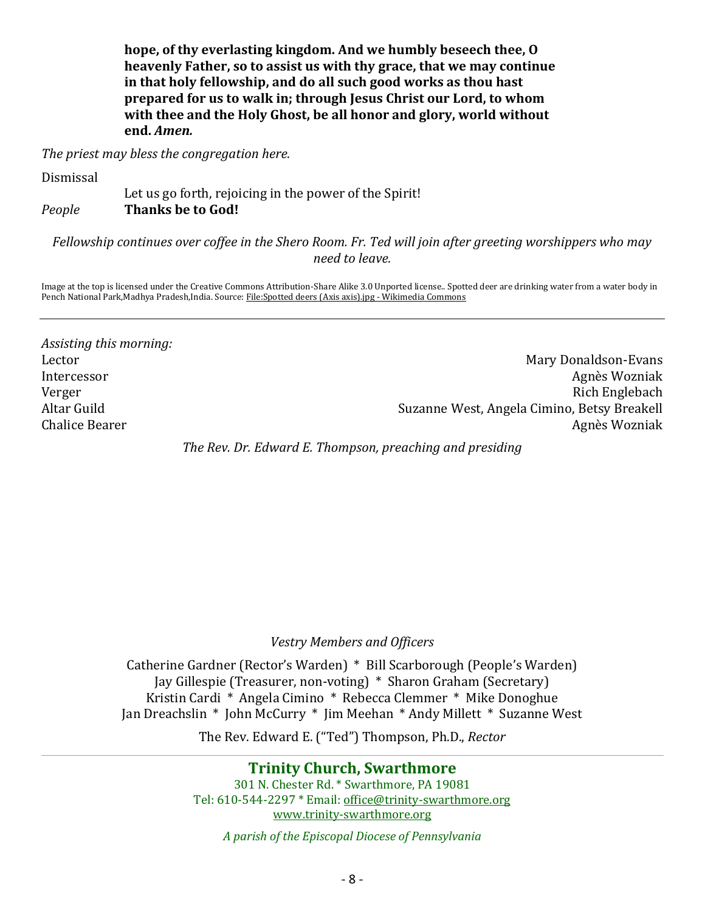**hope, of thy everlasting kingdom. And we humbly beseech thee, O heavenly Father, so to assist us with thy grace, that we may continue in that holy fellowship, and do all such good works as thou hast prepared for us to walk in; through Jesus Christ our Lord, to whom with thee and the Holy Ghost, be all honor and glory, world without end.** ***Amen.***

*The priest may bless the congregation here.*

Dismissal

Let us go forth, rejoicing in the power of the Spirit!

*People* **Thanks be to God!**

*Fellowship continues over coffee in the Shero Room. Fr. Ted will join after greeting worshippers who may need to leave.*

Image at the top is licensed under the Creative Commons Attribution-Share Alike 3.0 Unported license.. Spotted deer are drinking water from a water body in Pench National Park,Madhya Pradesh,India. Source: File:Spotted deers (Axis axis).jpg - Wikimedia Commons

---

*Assisting this morning:*

| | |
|---|---|
| Lector | Mary Donaldson-Evans |
| Intercessor | Agnès Wozniak |
| Verger | Rich Englebach |
| Altar Guild | Suzanne West, Angela Cimino, Betsy Breakell |
| Chalice Bearer | Agnès Wozniak |

*The Rev. Dr. Edward E. Thompson, preaching and presiding*

*Vestry Members and Officers*

Catherine Gardner (Rector's Warden) * Bill Scarborough (People's Warden)
Jay Gillespie (Treasurer, non-voting) * Sharon Graham (Secretary)
Kristin Cardi * Angela Cimino * Rebecca Clemmer * Mike Donoghue
Jan Dreachslin * John McCurry * Jim Meehan * Andy Millett * Suzanne West

The Rev. Edward E. ("Ted") Thompson, Ph.D., *Rector*

---

**Trinity Church, Swarthmore**

301 N. Chester Rd. * Swarthmore, PA 19081
Tel: 610-544-2297 * Email: office@trinity-swarthmore.org
www.trinity-swarthmore.org

*A parish of the Episcopal Diocese of Pennsylvania*